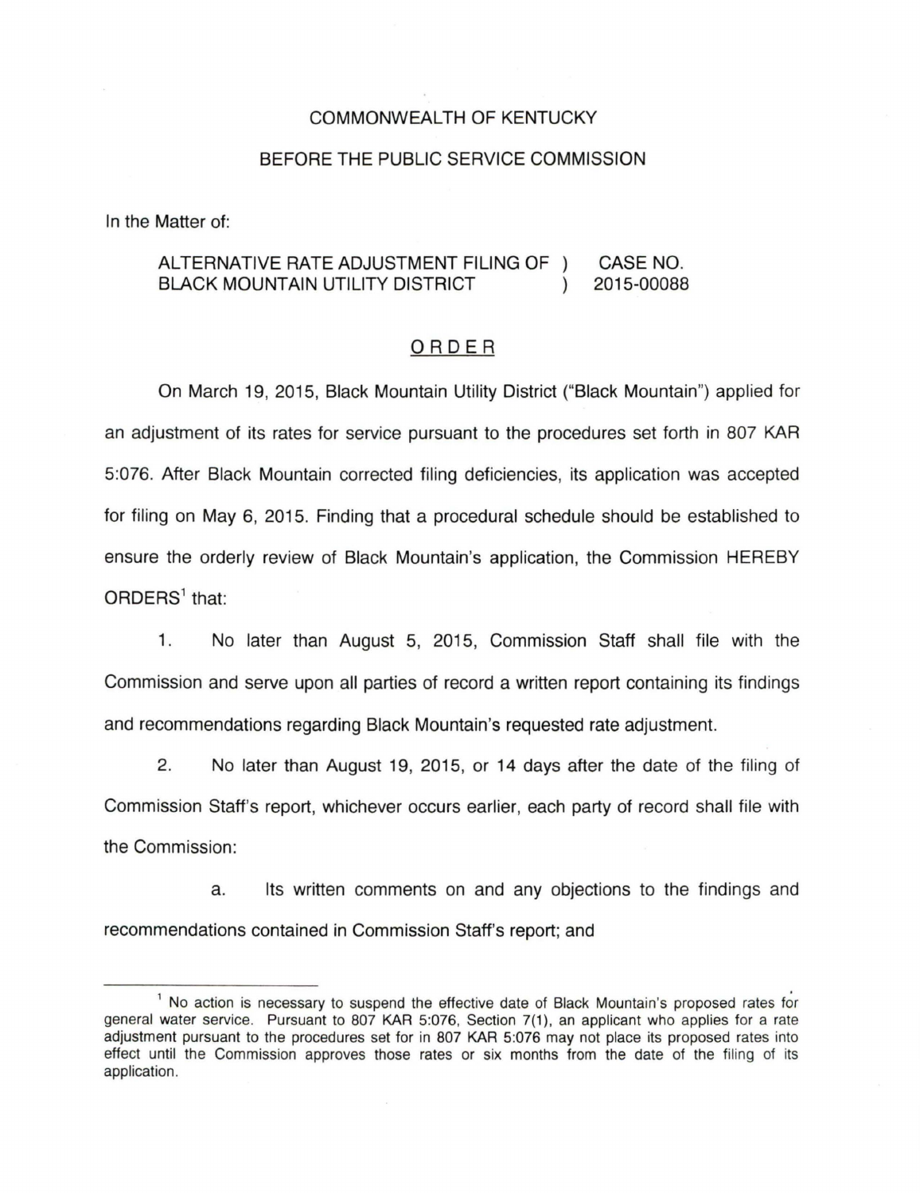COMMONWEALTH OF KENTUCKY

BEFORE THE PUBLIC SERVICE COMMISSION

In the Matter of:

| | | |
|---|---|---|
| ALTERNATIVE RATE ADJUSTMENT FILING OF BLACK MOUNTAIN UTILITY DISTRICT | ) ) | CASE NO. 2015-00088 |

ORDER

On March 19, 2015, Black Mountain Utility District ("Black Mountain") applied for an adjustment of its rates for service pursuant to the procedures set forth in 807 KAR 5:076. After Black Mountain corrected filing deficiencies, its application was accepted for filing on May 6, 2015. Finding that a procedural schedule should be established to ensure the orderly review of Black Mountain's application, the Commission HEREBY ORDERS[1] that:

1. No later than August 5, 2015, Commission Staff shall file with the Commission and serve upon all parties of record a written report containing its findings and recommendations regarding Black Mountain's requested rate adjustment.

2. No later than August 19, 2015, or 14 days after the date of the filing of Commission Staff's report, whichever occurs earlier, each party of record shall file with the Commission:

a. Its written comments on and any objections to the findings and recommendations contained in Commission Staff's report; and

---

[1] No action is necessary to suspend the effective date of Black Mountain's proposed rates for general water service. Pursuant to 807 KAR 5:076, Section 7(1), an applicant who applies for a rate adjustment pursuant to the procedures set for in 807 KAR 5:076 may not place its proposed rates into effect until the Commission approves those rates or six months from the date of the filing of its application.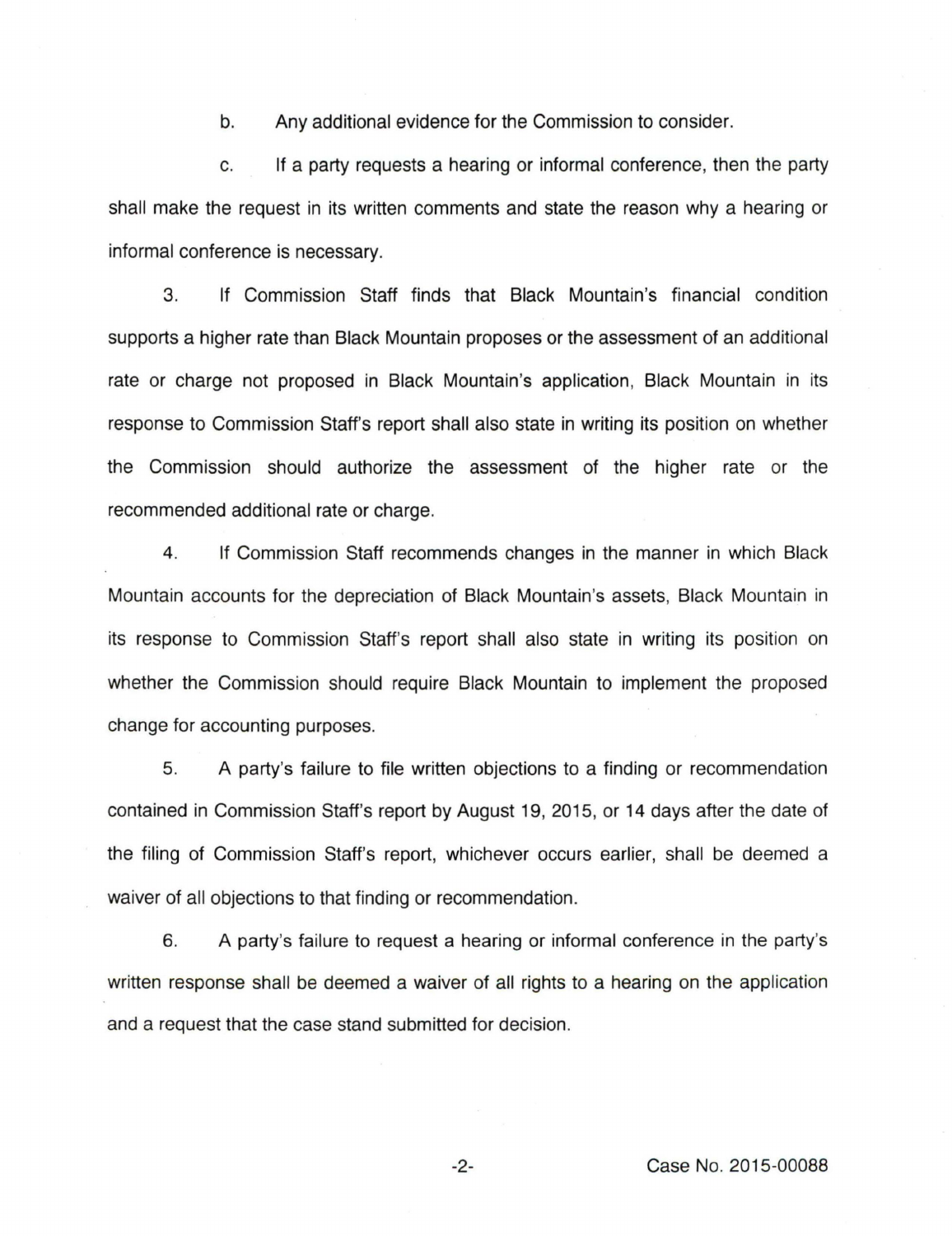b. Any additional evidence for the Commission to consider.

c. If a party requests a hearing or informal conference, then the party shall make the request in its written comments and state the reason why a hearing or informal conference is necessary.

3. If Commission Staff finds that Black Mountain's financial condition supports a higher rate than Black Mountain proposes or the assessment of an additional rate or charge not proposed in Black Mountain's application, Black Mountain in its response to Commission Staff's report shall also state in writing its position on whether the Commission should authorize the assessment of the higher rate or the recommended additional rate or charge.

4. If Commission Staff recommends changes in the manner in which Black Mountain accounts for the depreciation of Black Mountain's assets, Black Mountain in its response to Commission Staff's report shall also state in writing its position on whether the Commission should require Black Mountain to implement the proposed change for accounting purposes.

5. A party's failure to file written objections to a finding or recommendation contained in Commission Staff's report by August 19, 2015, or 14 days after the date of the filing of Commission Staff's report, whichever occurs earlier, shall be deemed a waiver of all objections to that finding or recommendation.

6. A party's failure to request a hearing or informal conference in the party's written response shall be deemed a waiver of all rights to a hearing on the application and a request that the case stand submitted for decision.

Case No. 2015-00088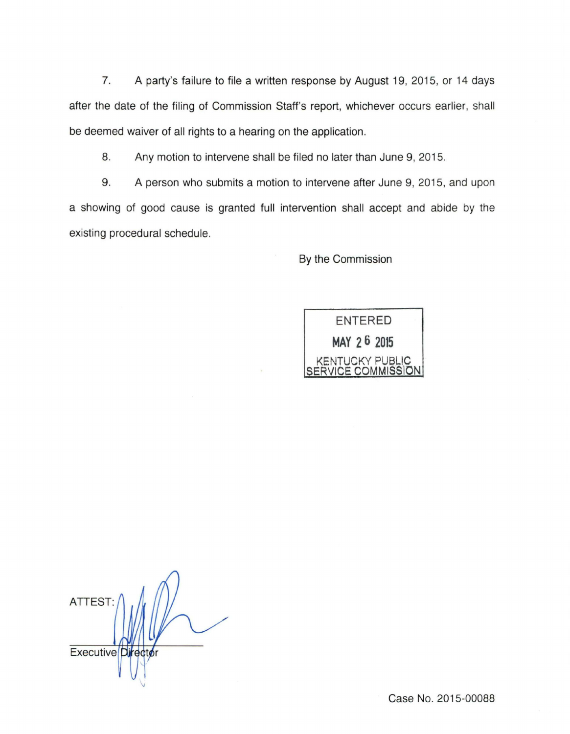7. A party's failure to file a written response by August 19, 2015, or 14 days after the date of the filing of Commission Staff's report, whichever occurs earlier, shall be deemed waiver of all rights to a hearing on the application.

8. Any motion to intervene shall be filed no later than June 9, 2015.

9. A person who submits a motion to intervene after June 9, 2015, and upon a showing of good cause is granted full intervention shall accept and abide by the existing procedural schedule.

By the Commission

ENTERED
MAY 26 2015
KENTUCKY PUBLIC SERVICE COMMISSION

ATTEST:

Executive Director

Case No. 2015-00088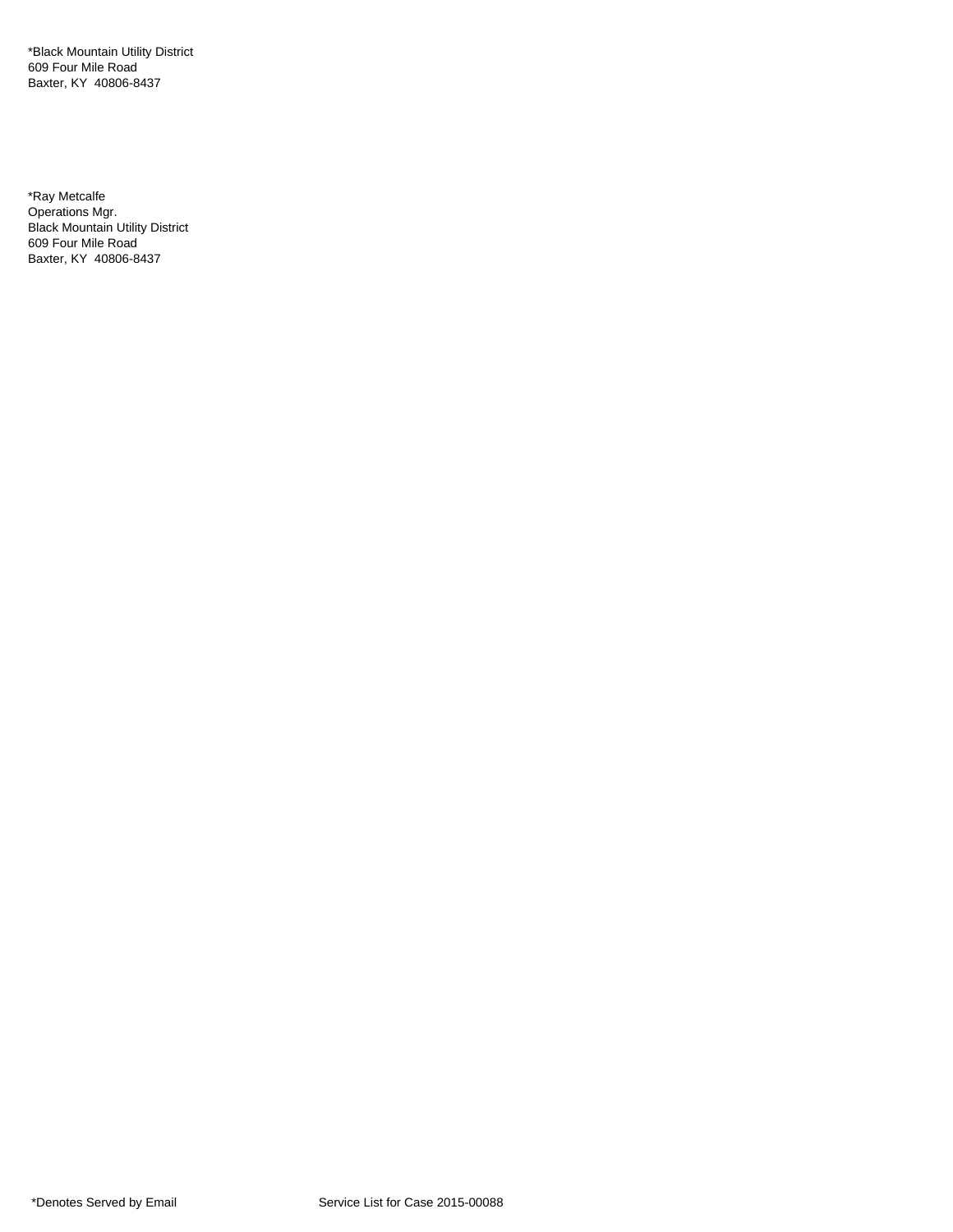*Black Mountain Utility District
609 Four Mile Road
Baxter, KY 40806-8437

*Ray Metcalfe
Operations Mgr.
Black Mountain Utility District
609 Four Mile Road
Baxter, KY 40806-8437